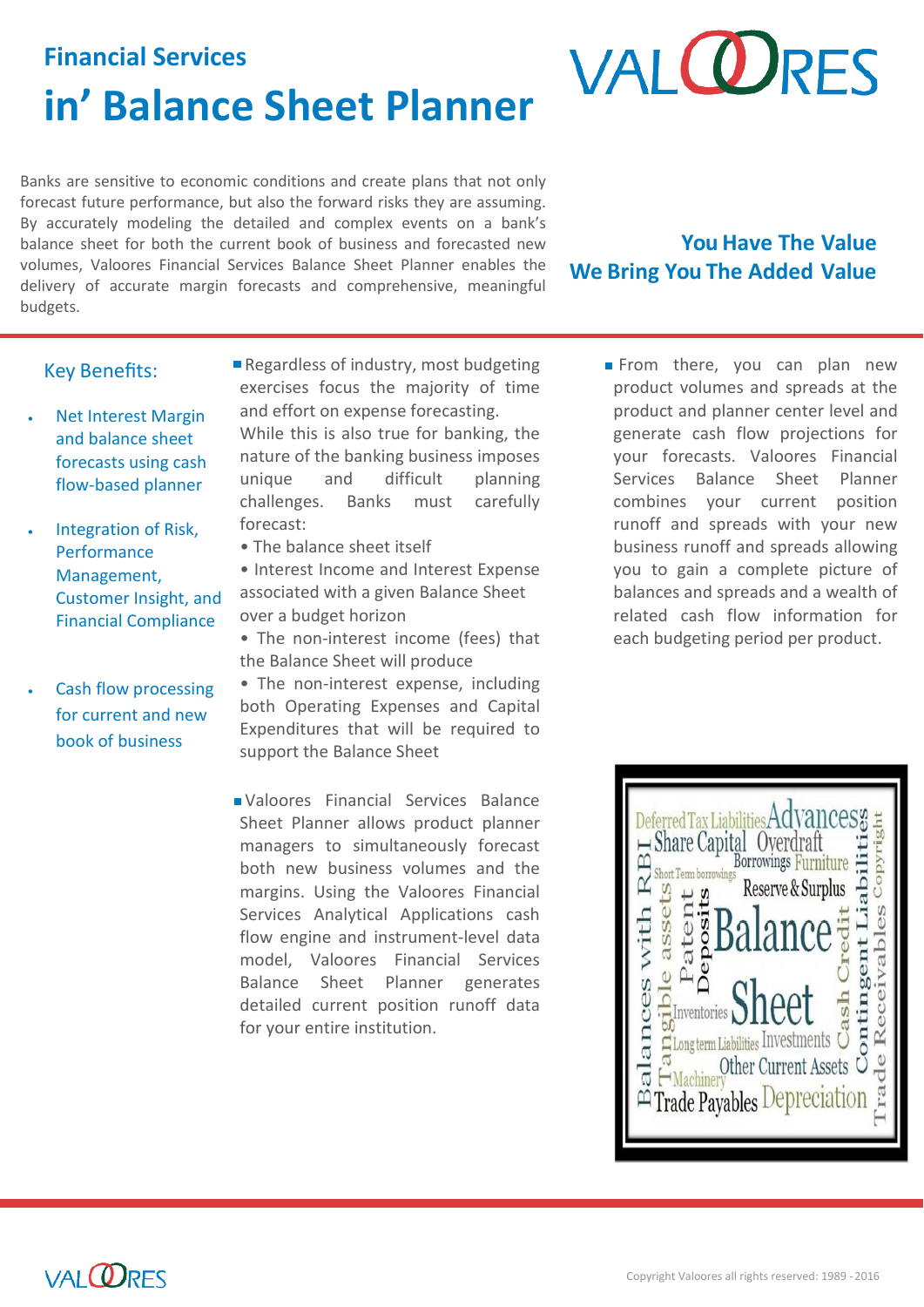## Financial Services

# in' Balance Sheet Planner

Banks are sensitive to economic conditions and create plans that not only forecast future performance, but also the forward risks they are assuming. By accurately modeling the detailed and complex events on a bank's balance sheet for both the current book of business and forecasted new volumes, Valoores Financial Services Balance Sheet Planner enables the delivery of accurate margin forecasts and comprehensive, meaningful budgets.

**You Have The Value**
**We Bring You The Added Value**

### Key Benefits:

- Net Interest Margin and balance sheet forecasts using cash flow-based planner
- Integration of Risk, Performance Management, Customer Insight, and Financial Compliance
- Cash flow processing for current and new book of business

- Regardless of industry, most budgeting exercises focus the majority of time and effort on expense forecasting. While this is also true for banking, the nature of the banking business imposes unique and difficult planning challenges. Banks must carefully forecast:
  - The balance sheet itself
  - Interest Income and Interest Expense associated with a given Balance Sheet over a budget horizon
  - The non-interest income (fees) that the Balance Sheet will produce
  - The non-interest expense, including both Operating Expenses and Capital Expenditures that will be required to support the Balance Sheet

- Valoores Financial Services Balance Sheet Planner allows product planner managers to simultaneously forecast both new business volumes and the margins. Using the Valoores Financial Services Analytical Applications cash flow engine and instrument-level data model, Valoores Financial Services Balance Sheet Planner generates detailed current position runoff data for your entire institution.

- From there, you can plan new product volumes and spreads at the product and planner center level and generate cash flow projections for your forecasts. Valoores Financial Services Balance Sheet Planner combines your current position runoff and spreads with your new business runoff and spreads allowing you to gain a complete picture of balances and spreads and a wealth of related cash flow information for each budgeting period per product.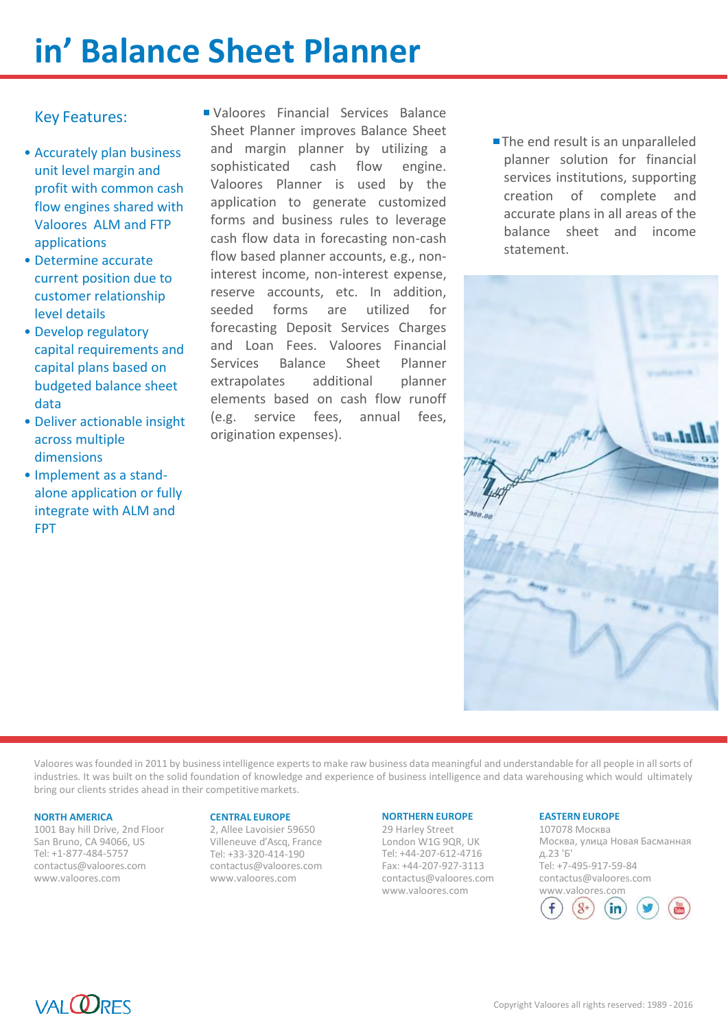# in' Balance Sheet Planner

## Key Features:

- Accurately plan business unit level margin and profit with common cash flow engines shared with Valoores ALM and FTP applications
- Determine accurate current position due to customer relationship level details
- Develop regulatory capital requirements and capital plans based on budgeted balance sheet data
- Deliver actionable insight across multiple dimensions
- Implement as a stand-alone application or fully integrate with ALM and FPT

- Valoores Financial Services Balance Sheet Planner improves Balance Sheet and margin planner by utilizing a sophisticated cash flow engine. Valoores Planner is used by the application to generate customized forms and business rules to leverage cash flow data in forecasting non-cash flow based planner accounts, e.g., non-interest income, non-interest expense, reserve accounts, etc. In addition, seeded forms are utilized for forecasting Deposit Services Charges and Loan Fees. Valoores Financial Services Balance Sheet Planner extrapolates additional planner elements based on cash flow runoff (e.g. service fees, annual fees, origination expenses).

- The end result is an unparalleled planner solution for financial services institutions, supporting creation of complete and accurate plans in all areas of the balance sheet and income statement.

Valoores was founded in 2011 by business intelligence experts to make raw business data meaningful and understandable for all people in all sorts of industries. It was built on the solid foundation of knowledge and experience of business intelligence and data warehousing which would ultimately bring our clients strides ahead in their competitive markets.

**NORTH AMERICA**
1001 Bay hill Drive, 2nd Floor
San Bruno, CA 94066, US
Tel: +1-877-484-5757
contactus@valoores.com
www.valoores.com

**CENTRAL EUROPE**
2, Allee Lavoisier 59650
Villeneuve d'Ascq, France
Tel: +33-320-414-190
contactus@valoores.com
www.valoores.com

**NORTHERN EUROPE**
29 Harley Street
London W1G 9QR, UK
Tel: +44-207-612-4716
Fax: +44-207-927-3113
contactus@valoores.com
www.valoores.com

**EASTERN EUROPE**
107078 Москва
Москва, улица Новая Басманная д.23 'Б'
Tel: +7-495-917-59-84
contactus@valoores.com
www.valoores.com

VALOORES

Copyright Valoores all rights reserved: 1989 - 2016